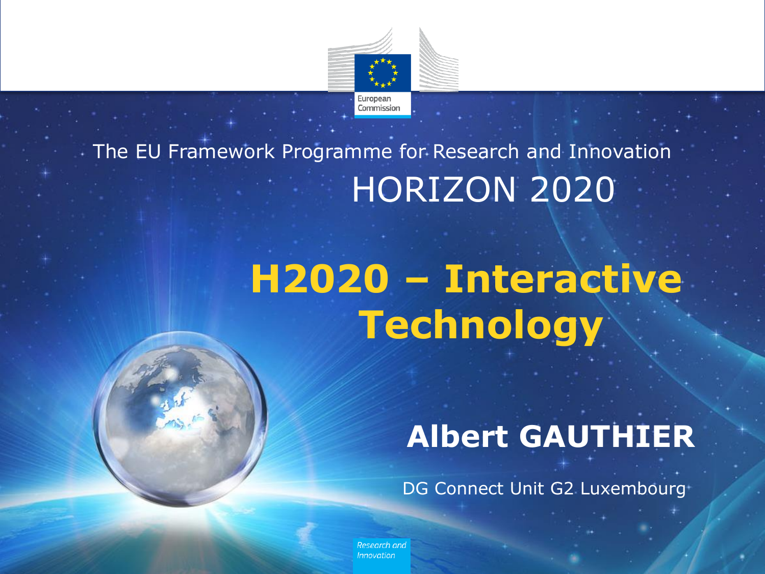European Commission

The EU Framework Programme for Research and Innovation

HORIZON 2020

# H2020 – Interactive Technology

**Albert GAUTHIER**

DG Connect Unit G2 Luxembourg

*Research and Innovation*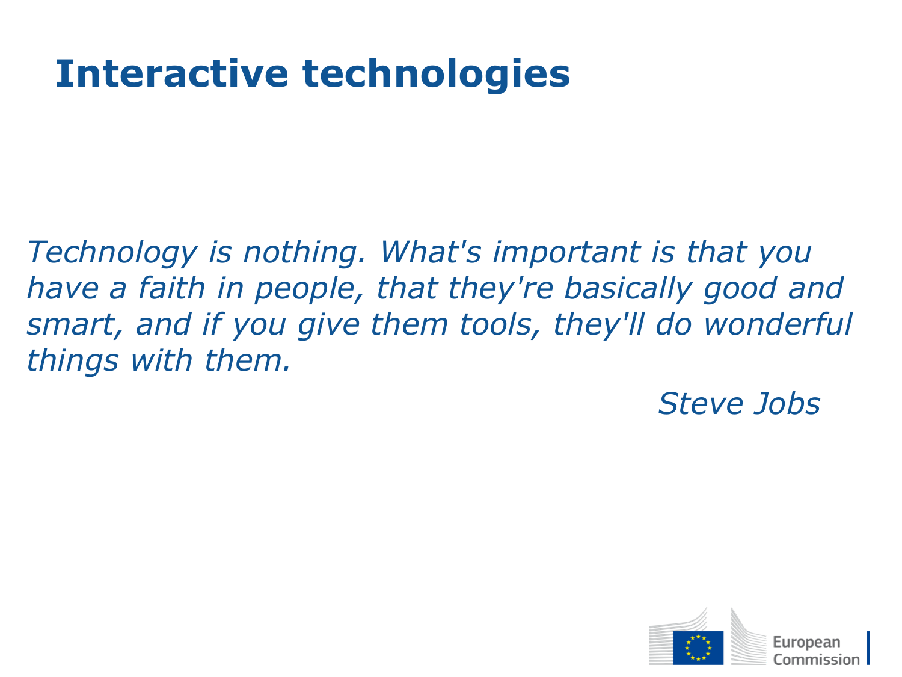# Interactive technologies

*Technology is nothing. What's important is that you have a faith in people, that they're basically good and smart, and if you give them tools, they'll do wonderful things with them.*

*Steve Jobs*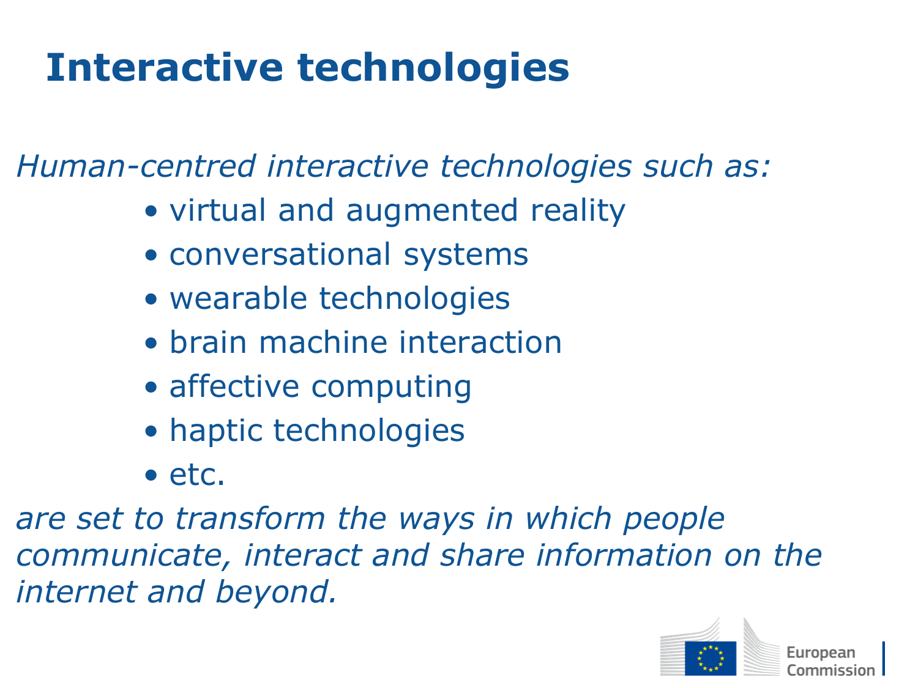# Interactive technologies

*Human-centred interactive technologies such as:*

- virtual and augmented reality
- conversational systems
- wearable technologies
- brain machine interaction
- affective computing
- haptic technologies
- etc.

*are set to transform the ways in which people communicate, interact and share information on the internet and beyond.*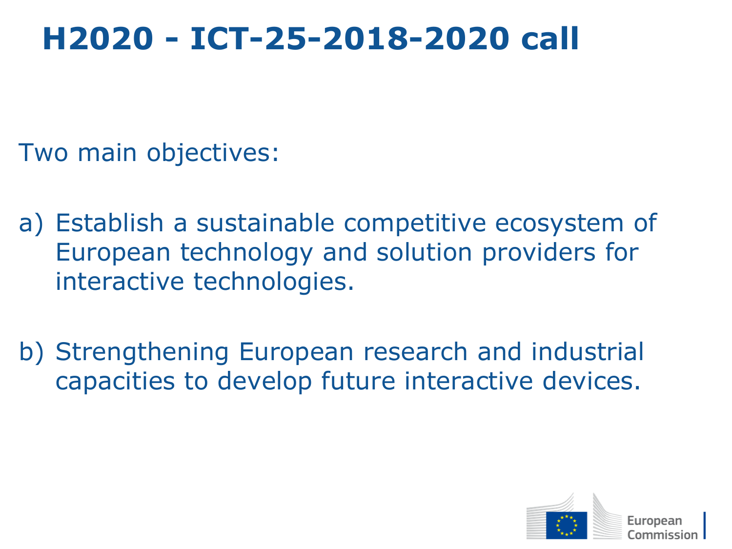# H2020 - ICT-25-2018-2020 call

Two main objectives:

a) Establish a sustainable competitive ecosystem of European technology and solution providers for interactive technologies.

b) Strengthening European research and industrial capacities to develop future interactive devices.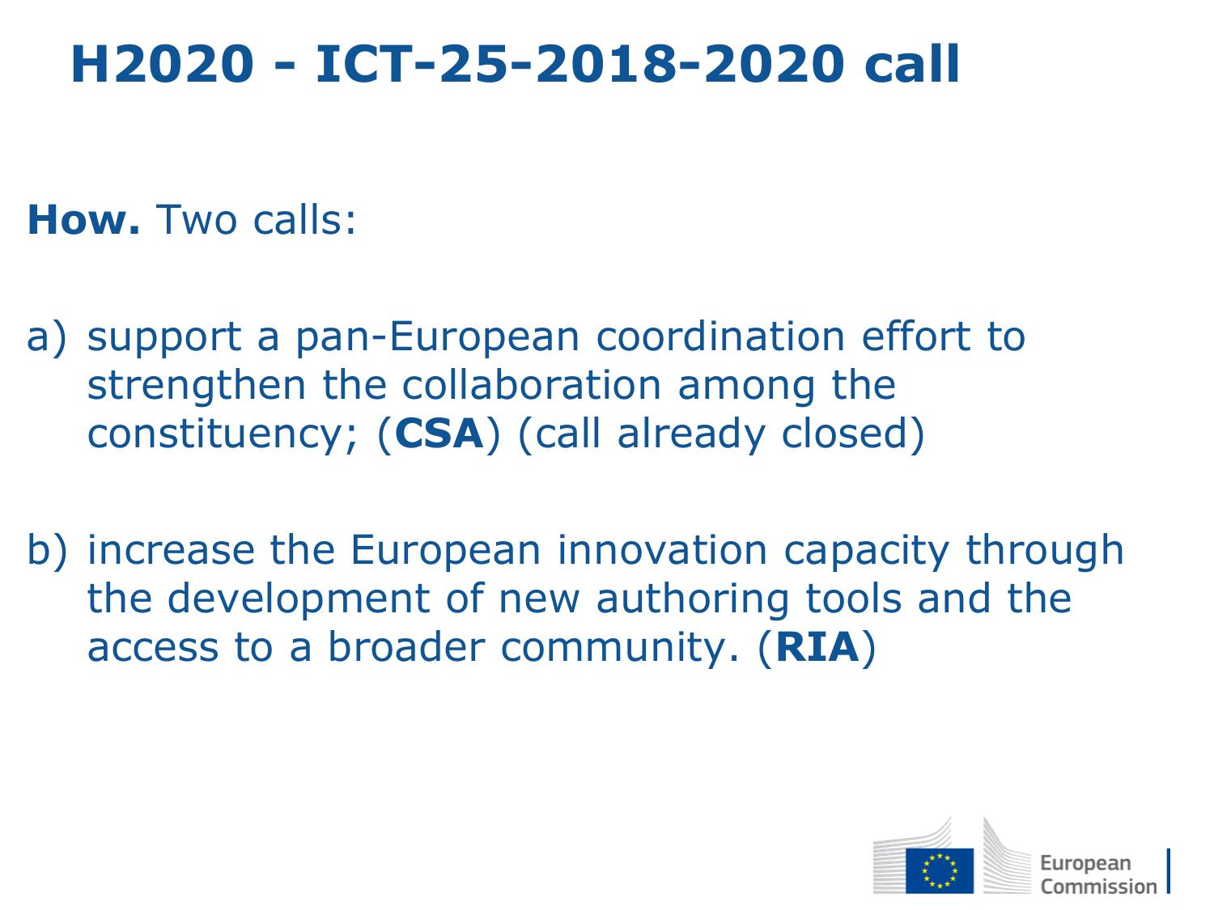# H2020 - ICT-25-2018-2020 call

**How.** Two calls:

a) support a pan-European coordination effort to strengthen the collaboration among the constituency; (**CSA**) (call already closed)

b) increase the European innovation capacity through the development of new authoring tools and the access to a broader community. (**RIA**)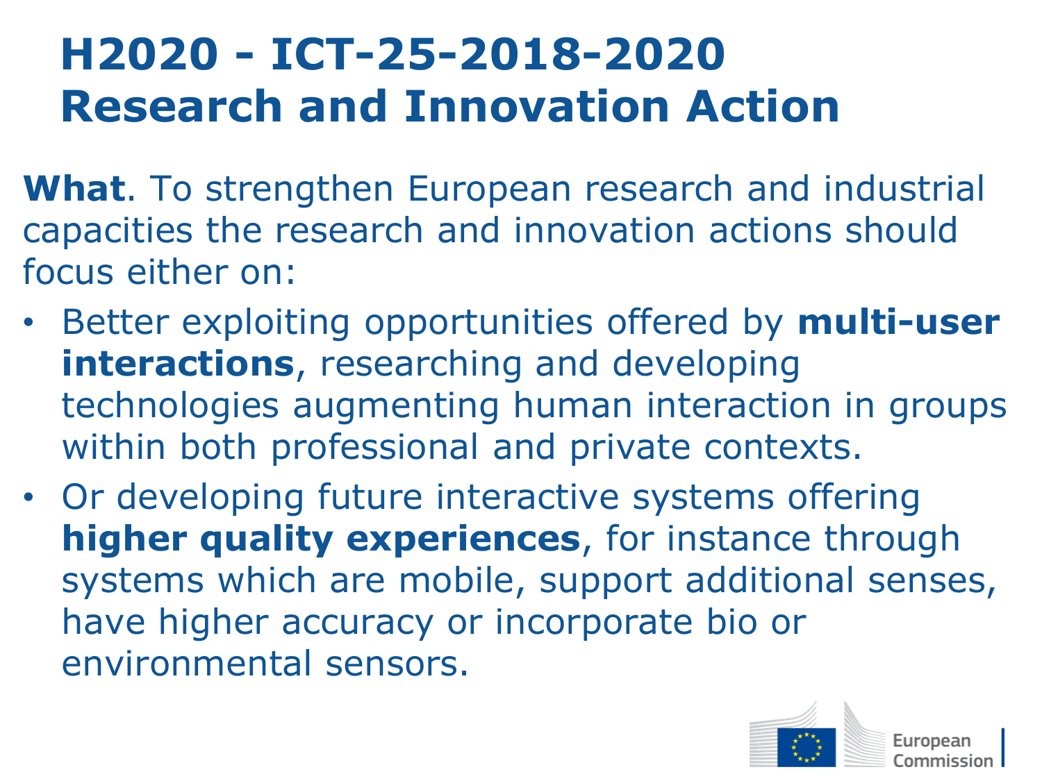# H2020 - ICT-25-2018-2020 Research and Innovation Action

**What**. To strengthen European research and industrial capacities the research and innovation actions should focus either on:

- Better exploiting opportunities offered by **multi-user interactions**, researching and developing technologies augmenting human interaction in groups within both professional and private contexts.
- Or developing future interactive systems offering **higher quality experiences**, for instance through systems which are mobile, support additional senses, have higher accuracy or incorporate bio or environmental sensors.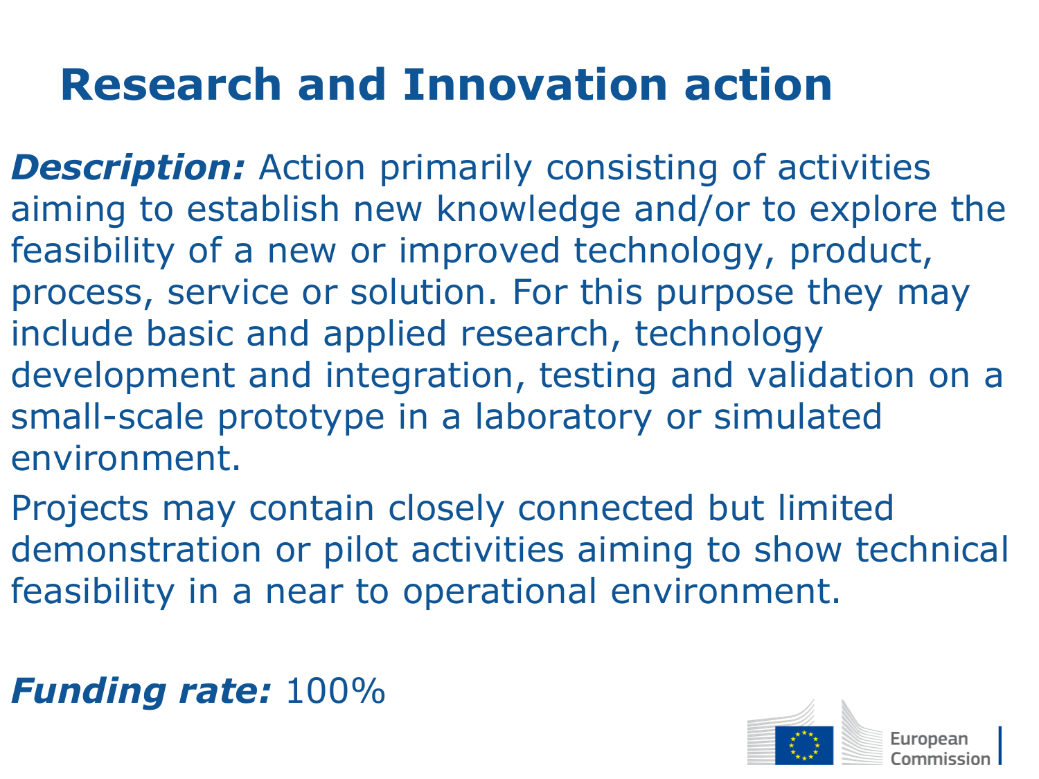# Research and Innovation action

***Description:*** Action primarily consisting of activities aiming to establish new knowledge and/or to explore the feasibility of a new or improved technology, product, process, service or solution. For this purpose they may include basic and applied research, technology development and integration, testing and validation on a small-scale prototype in a laboratory or simulated environment.

Projects may contain closely connected but limited demonstration or pilot activities aiming to show technical feasibility in a near to operational environment.

***Funding rate:*** 100%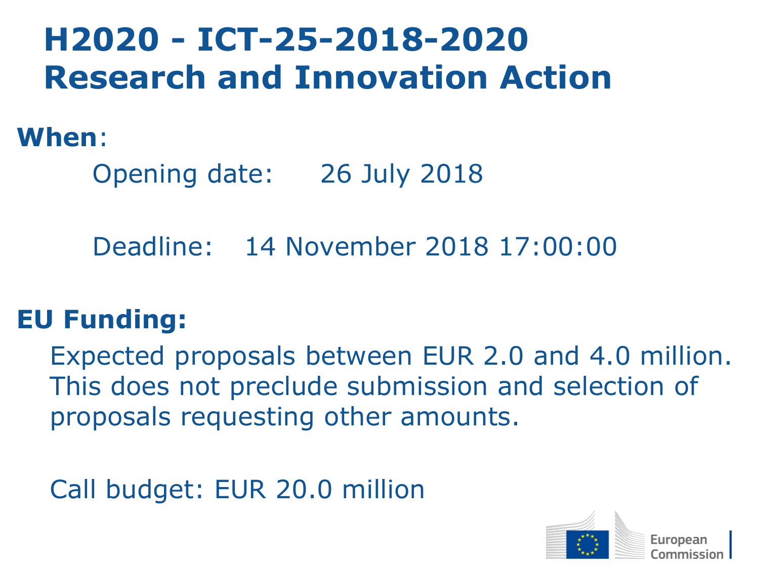# H2020 - ICT-25-2018-2020 Research and Innovation Action

**When**:

Opening date: 26 July 2018

Deadline: 14 November 2018 17:00:00

**EU Funding:**

Expected proposals between EUR 2.0 and 4.0 million. This does not preclude submission and selection of proposals requesting other amounts.

Call budget: EUR 20.0 million